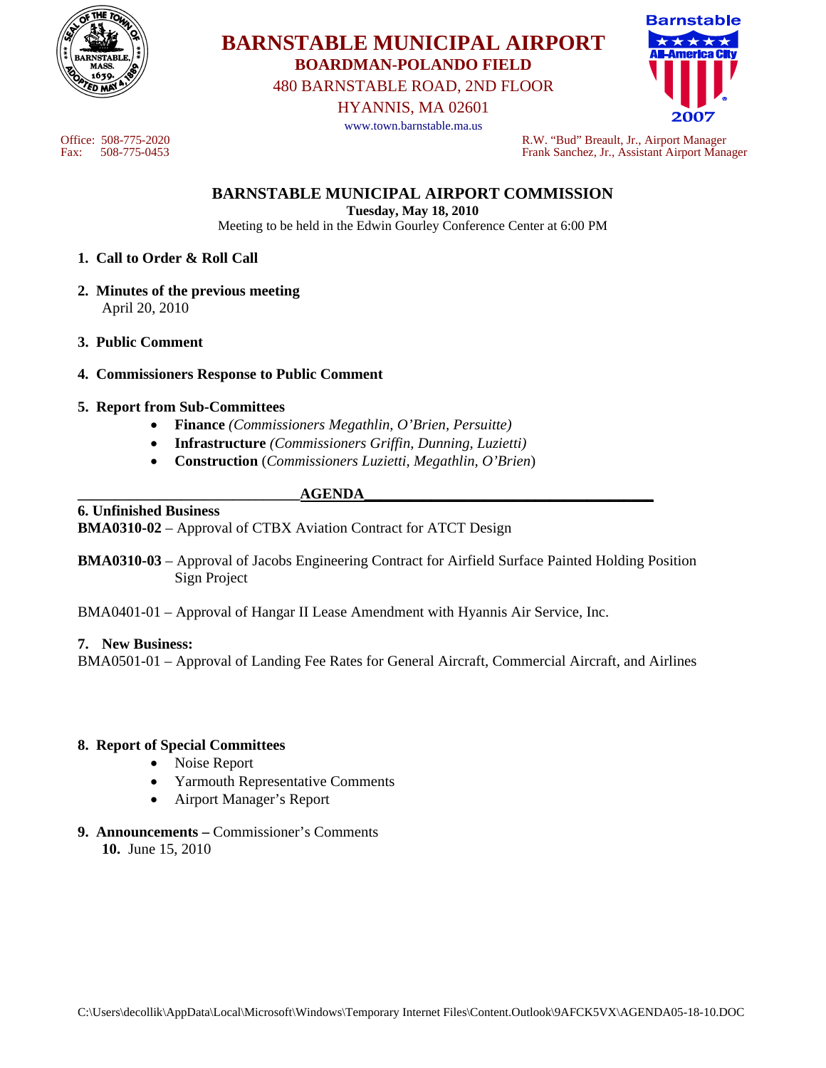# BARNSTABLE MUNICIPAL AIRPORT

**BOARDMAN-POLANDO FIELD**

480 BARNSTABLE ROAD, 2ND FLOOR

HYANNIS, MA 02601

www.town.barnstable.ma.us

Office: 508-775-2020
Fax: 508-775-0453

R.W. "Bud" Breault, Jr., Airport Manager
Frank Sanchez, Jr., Assistant Airport Manager

## BARNSTABLE MUNICIPAL AIRPORT COMMISSION

**Tuesday, May 18, 2010**

Meeting to be held in the Edwin Gourley Conference Center at 6:00 PM

1. **Call to Order & Roll Call**
2. **Minutes of the previous meeting**
   April 20, 2010
3. **Public Comment**
4. **Commissioners Response to Public Comment**
5. **Report from Sub-Committees**
   - **Finance** *(Commissioners Megathlin, O'Brien, Persuitte)*
   - **Infrastructure** *(Commissioners Griffin, Dunning, Luzietti)*
   - **Construction** (*Commissioners Luzietti, Megathlin, O'Brien*)

## AGENDA

**6. Unfinished Business**

**BMA0310-02** – Approval of CTBX Aviation Contract for ATCT Design

**BMA0310-03** – Approval of Jacobs Engineering Contract for Airfield Surface Painted Holding Position Sign Project

BMA0401-01 – Approval of Hangar II Lease Amendment with Hyannis Air Service, Inc.

**7. New Business:**

BMA0501-01 – Approval of Landing Fee Rates for General Aircraft, Commercial Aircraft, and Airlines

**8. Report of Special Committees**
- Noise Report
- Yarmouth Representative Comments
- Airport Manager's Report

**9. Announcements –** Commissioner's Comments

**10.** June 15, 2010

C:\Users\decollik\AppData\Local\Microsoft\Windows\Temporary Internet Files\Content.Outlook\9AFCK5VX\AGENDA05-18-10.DOC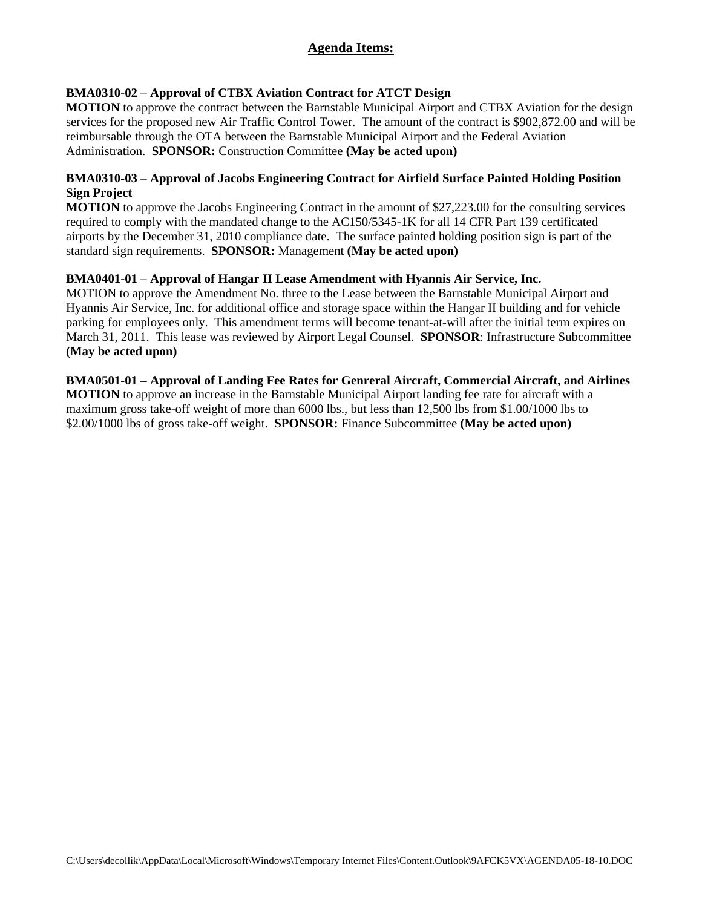## Agenda Items:

**BMA0310-02** – **Approval of CTBX Aviation Contract for ATCT Design**
**MOTION** to approve the contract between the Barnstable Municipal Airport and CTBX Aviation for the design services for the proposed new Air Traffic Control Tower. The amount of the contract is $902,872.00 and will be reimbursable through the OTA between the Barnstable Municipal Airport and the Federal Aviation Administration. **SPONSOR:** Construction Committee **(May be acted upon)**

**BMA0310-03** – **Approval of Jacobs Engineering Contract for Airfield Surface Painted Holding Position Sign Project**
**MOTION** to approve the Jacobs Engineering Contract in the amount of $27,223.00 for the consulting services required to comply with the mandated change to the AC150/5345-1K for all 14 CFR Part 139 certificated airports by the December 31, 2010 compliance date. The surface painted holding position sign is part of the standard sign requirements. **SPONSOR:** Management **(May be acted upon)**

**BMA0401-01** – **Approval of Hangar II Lease Amendment with Hyannis Air Service, Inc.**
MOTION to approve the Amendment No. three to the Lease between the Barnstable Municipal Airport and Hyannis Air Service, Inc. for additional office and storage space within the Hangar II building and for vehicle parking for employees only. This amendment terms will become tenant-at-will after the initial term expires on March 31, 2011. This lease was reviewed by Airport Legal Counsel. **SPONSOR**: Infrastructure Subcommittee **(May be acted upon)**

**BMA0501-01 – Approval of Landing Fee Rates for Genreral Aircraft, Commercial Aircraft, and Airlines**
**MOTION** to approve an increase in the Barnstable Municipal Airport landing fee rate for aircraft with a maximum gross take-off weight of more than 6000 lbs., but less than 12,500 lbs from $1.00/1000 lbs to $2.00/1000 lbs of gross take-off weight. **SPONSOR:** Finance Subcommittee **(May be acted upon)**

C:\Users\decollik\AppData\Local\Microsoft\Windows\Temporary Internet Files\Content.Outlook\9AFCK5VX\AGENDA05-18-10.DOC